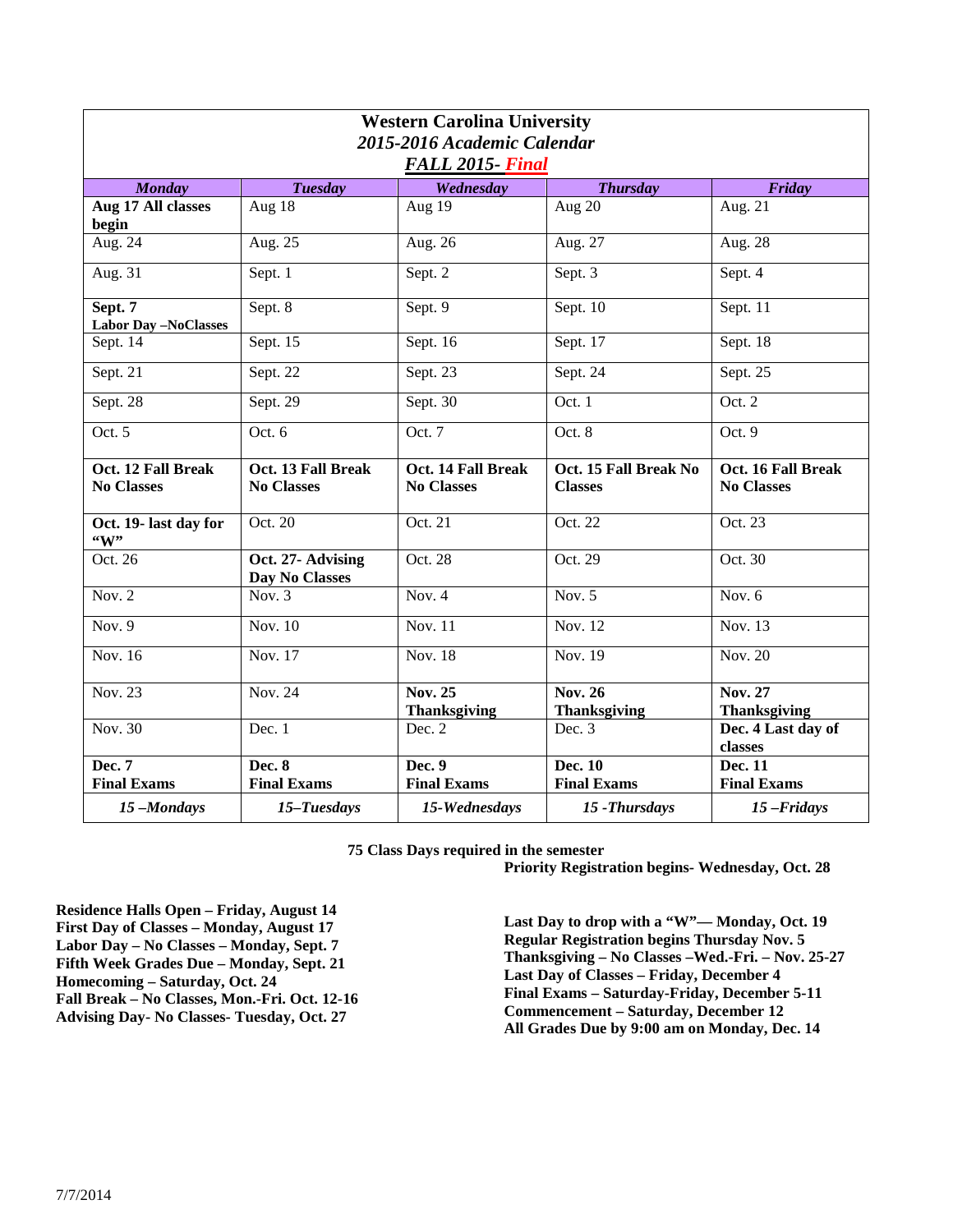# Western Carolina University
## *2015-2016 Academic Calendar*
### *FALL 2015- Final*

| *Monday* | *Tuesday* | *Wednesday* | *Thursday* | *Friday* |
|---|---|---|---|---|
| **Aug 17 All classes begin** | Aug 18 | Aug 19 | Aug 20 | Aug. 21 |
| Aug. 24 | Aug. 25 | Aug. 26 | Aug. 27 | Aug. 28 |
| Aug. 31 | Sept. 1 | Sept. 2 | Sept. 3 | Sept. 4 |
| **Sept. 7 Labor Day –NoClasses** | Sept. 8 | Sept. 9 | Sept. 10 | Sept. 11 |
| Sept. 14 | Sept. 15 | Sept. 16 | Sept. 17 | Sept. 18 |
| Sept. 21 | Sept. 22 | Sept. 23 | Sept. 24 | Sept. 25 |
| Sept. 28 | Sept. 29 | Sept. 30 | Oct. 1 | Oct. 2 |
| Oct. 5 | Oct. 6 | Oct. 7 | Oct. 8 | Oct. 9 |
| **Oct. 12 Fall Break No Classes** | **Oct. 13 Fall Break No Classes** | **Oct. 14 Fall Break No Classes** | **Oct. 15 Fall Break No Classes** | **Oct. 16 Fall Break No Classes** |
| **Oct. 19- last day for "W"** | Oct. 20 | Oct. 21 | Oct. 22 | Oct. 23 |
| Oct. 26 | **Oct. 27- Advising Day No Classes** | Oct. 28 | Oct. 29 | Oct. 30 |
| Nov. 2 | Nov. 3 | Nov. 4 | Nov. 5 | Nov. 6 |
| Nov. 9 | Nov. 10 | Nov. 11 | Nov. 12 | Nov. 13 |
| Nov. 16 | Nov. 17 | Nov. 18 | Nov. 19 | Nov. 20 |
| Nov. 23 | Nov. 24 | **Nov. 25 Thanksgiving** | **Nov. 26 Thanksgiving** | **Nov. 27 Thanksgiving** |
| Nov. 30 | Dec. 1 | Dec. 2 | Dec. 3 | **Dec. 4 Last day of classes** |
| **Dec. 7 Final Exams** | **Dec. 8 Final Exams** | **Dec. 9 Final Exams** | **Dec. 10 Final Exams** | **Dec. 11 Final Exams** |
| ***15 –Mondays*** | ***15–Tuesdays*** | ***15-Wednesdays*** | ***15 -Thursdays*** | ***15 –Fridays*** |

**75 Class Days required in the semester**

**Priority Registration begins- Wednesday, Oct. 28**

**Residence Halls Open – Friday, August 14**
**First Day of Classes – Monday, August 17**
**Labor Day – No Classes – Monday, Sept. 7**
**Fifth Week Grades Due – Monday, Sept. 21**
**Homecoming – Saturday, Oct. 24**
**Fall Break – No Classes, Mon.-Fri. Oct. 12-16**
**Advising Day- No Classes- Tuesday, Oct. 27**

**Last Day to drop with a "W"— Monday, Oct. 19**
**Regular Registration begins Thursday Nov. 5**
**Thanksgiving – No Classes –Wed.-Fri. – Nov. 25-27**
**Last Day of Classes – Friday, December 4**
**Final Exams – Saturday-Friday, December 5-11**
**Commencement – Saturday, December 12**
**All Grades Due by 9:00 am on Monday, Dec. 14**

7/7/2014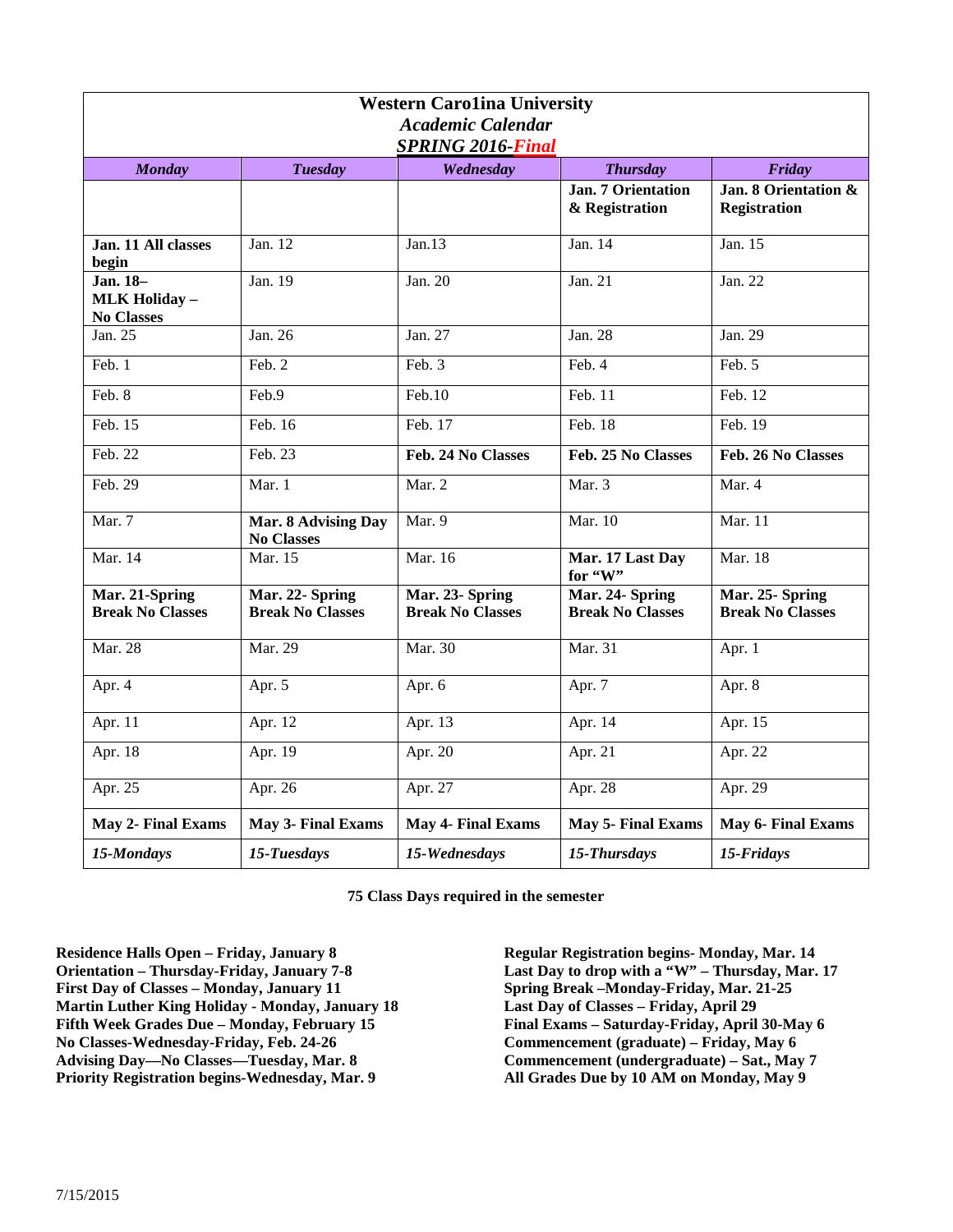# Western Caro1ina University

*Academic Calendar*

***SPRING 2016-Final***

| *Monday* | *Tuesday* | *Wednesday* | *Thursday* | *Friday* |
|---|---|---|---|---|
| | | | **Jan. 7 Orientation & Registration** | **Jan. 8 Orientation & Registration** |
| **Jan. 11 All classes begin** | Jan. 12 | Jan.13 | Jan. 14 | Jan. 15 |
| **Jan. 18– MLK Holiday – No Classes** | Jan. 19 | Jan. 20 | Jan. 21 | Jan. 22 |
| Jan. 25 | Jan. 26 | Jan. 27 | Jan. 28 | Jan. 29 |
| Feb. 1 | Feb. 2 | Feb. 3 | Feb. 4 | Feb. 5 |
| Feb. 8 | Feb.9 | Feb.10 | Feb. 11 | Feb. 12 |
| Feb. 15 | Feb. 16 | Feb. 17 | Feb. 18 | Feb. 19 |
| Feb. 22 | Feb. 23 | **Feb. 24 No Classes** | **Feb. 25 No Classes** | **Feb. 26 No Classes** |
| Feb. 29 | Mar. 1 | Mar. 2 | Mar. 3 | Mar. 4 |
| Mar. 7 | **Mar. 8 Advising Day No Classes** | Mar. 9 | Mar. 10 | Mar. 11 |
| Mar. 14 | Mar. 15 | Mar. 16 | **Mar. 17 Last Day for "W"** | Mar. 18 |
| **Mar. 21-Spring Break No Classes** | **Mar. 22- Spring Break No Classes** | **Mar. 23- Spring Break No Classes** | **Mar. 24- Spring Break No Classes** | **Mar. 25- Spring Break No Classes** |
| Mar. 28 | Mar. 29 | Mar. 30 | Mar. 31 | Apr. 1 |
| Apr. 4 | Apr. 5 | Apr. 6 | Apr. 7 | Apr. 8 |
| Apr. 11 | Apr. 12 | Apr. 13 | Apr. 14 | Apr. 15 |
| Apr. 18 | Apr. 19 | Apr. 20 | Apr. 21 | Apr. 22 |
| Apr. 25 | Apr. 26 | Apr. 27 | Apr. 28 | Apr. 29 |
| **May 2- Final Exams** | **May 3- Final Exams** | **May 4- Final Exams** | **May 5- Final Exams** | **May 6- Final Exams** |
| ***15-Mondays*** | ***15-Tuesdays*** | ***15-Wednesdays*** | ***15-Thursdays*** | ***15-Fridays*** |

**75 Class Days required in the semester**

**Residence Halls Open – Friday, January 8**
**Orientation – Thursday-Friday, January 7-8**
**First Day of Classes – Monday, January 11**
**Martin Luther King Holiday - Monday, January 18**
**Fifth Week Grades Due – Monday, February 15**
**No Classes-Wednesday-Friday, Feb. 24-26**
**Advising Day—No Classes—Tuesday, Mar. 8**
**Priority Registration begins-Wednesday, Mar. 9**

**Regular Registration begins- Monday, Mar. 14**
**Last Day to drop with a "W" – Thursday, Mar. 17**
**Spring Break –Monday-Friday, Mar. 21-25**
**Last Day of Classes – Friday, April 29**
**Final Exams – Saturday-Friday, April 30-May 6**
**Commencement (graduate) – Friday, May 6**
**Commencement (undergraduate) – Sat., May 7**
**All Grades Due by 10 AM on Monday, May 9**

7/15/2015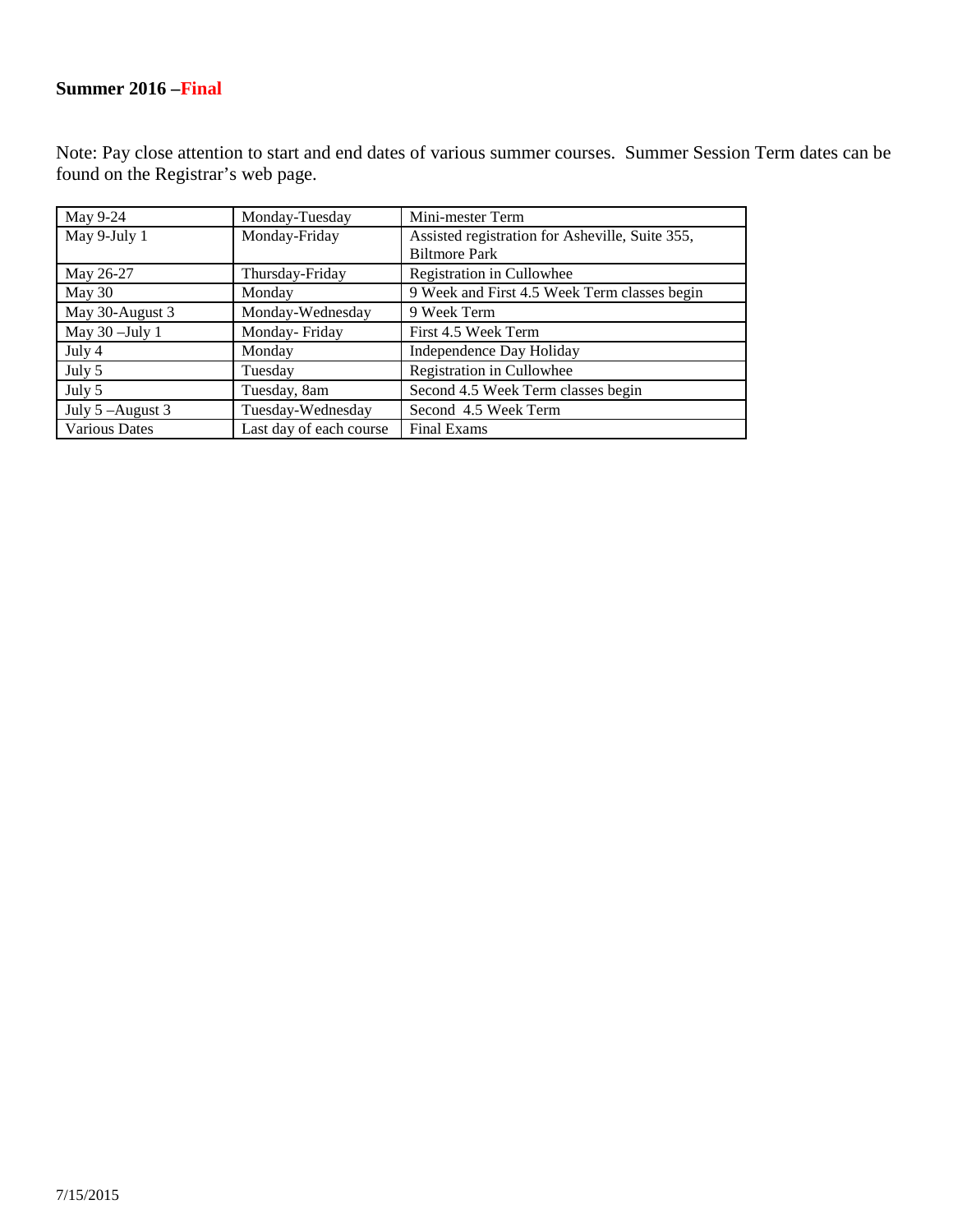**Summer 2016 –Final**

Note: Pay close attention to start and end dates of various summer courses. Summer Session Term dates can be found on the Registrar's web page.

| | | |
|---|---|---|
| May 9-24 | Monday-Tuesday | Mini-mester Term |
| May 9-July 1 | Monday-Friday | Assisted registration for Asheville, Suite 355, Biltmore Park |
| May 26-27 | Thursday-Friday | Registration in Cullowhee |
| May 30 | Monday | 9 Week and First 4.5 Week Term classes begin |
| May 30-August 3 | Monday-Wednesday | 9 Week Term |
| May 30 –July 1 | Monday- Friday | First 4.5 Week Term |
| July 4 | Monday | Independence Day Holiday |
| July 5 | Tuesday | Registration in Cullowhee |
| July 5 | Tuesday, 8am | Second 4.5 Week Term classes begin |
| July 5 –August 3 | Tuesday-Wednesday | Second 4.5 Week Term |
| Various Dates | Last day of each course | Final Exams |

7/15/2015